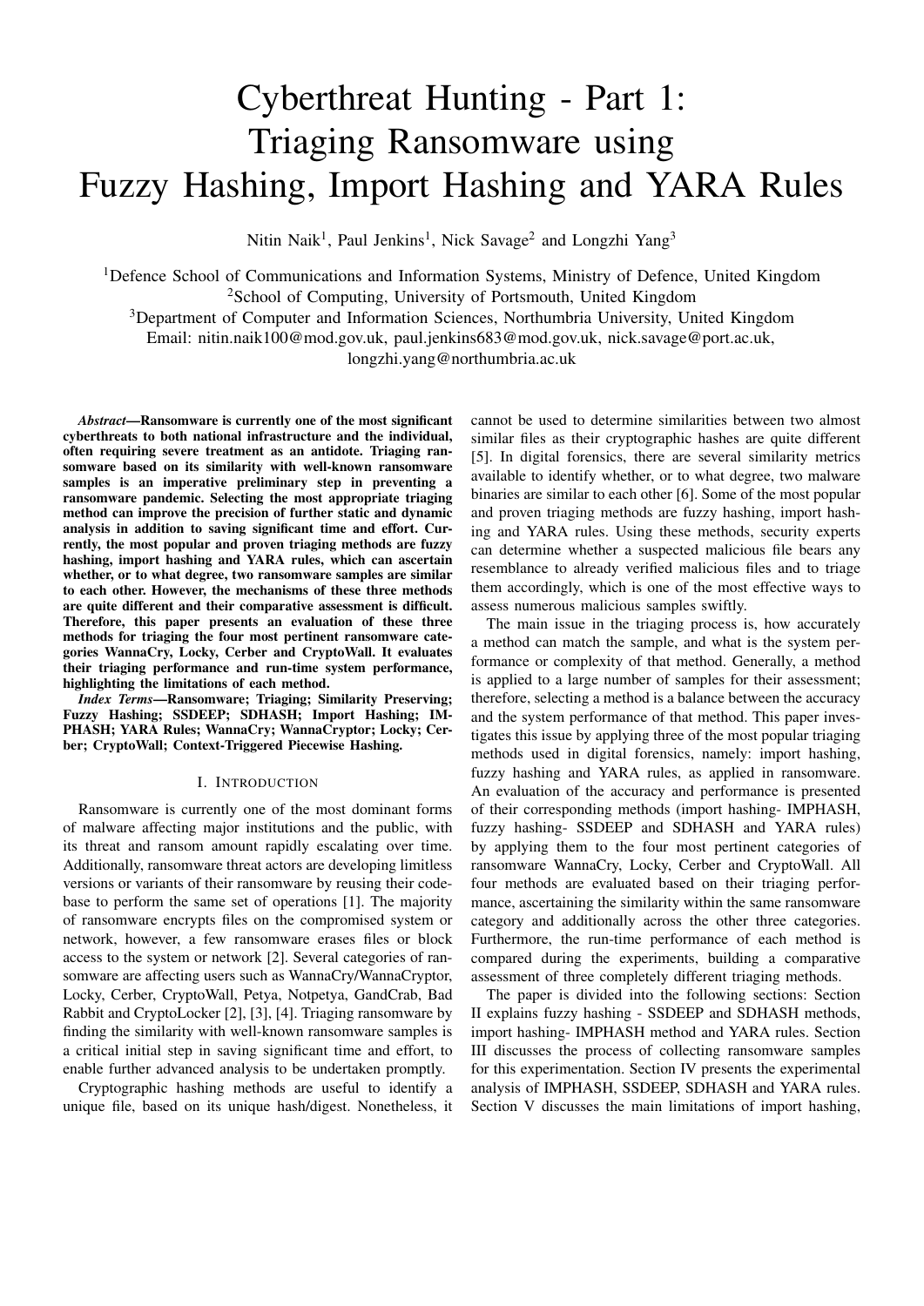# Cyberthreat Hunting - Part 1: Triaging Ransomware using Fuzzy Hashing, Import Hashing and YARA Rules

Nitin Naik[1], Paul Jenkins[1], Nick Savage[2] and Longzhi Yang[3]

[1]Defence School of Communications and Information Systems, Ministry of Defence, United Kingdom
[2]School of Computing, University of Portsmouth, United Kingdom
[3]Department of Computer and Information Sciences, Northumbria University, United Kingdom
Email: nitin.naik100@mod.gov.uk, paul.jenkins683@mod.gov.uk, nick.savage@port.ac.uk, longzhi.yang@northumbria.ac.uk

***Abstract*—Ransomware is currently one of the most significant cyberthreats to both national infrastructure and the individual, often requiring severe treatment as an antidote. Triaging ransomware based on its similarity with well-known ransomware samples is an imperative preliminary step in preventing a ransomware pandemic. Selecting the most appropriate triaging method can improve the precision of further static and dynamic analysis in addition to saving significant time and effort. Currently, the most popular and proven triaging methods are fuzzy hashing, import hashing and YARA rules, which can ascertain whether, or to what degree, two ransomware samples are similar to each other. However, the mechanisms of these three methods are quite different and their comparative assessment is difficult. Therefore, this paper presents an evaluation of these three methods for triaging the four most pertinent ransomware categories WannaCry, Locky, Cerber and CryptoWall. It evaluates their triaging performance and run-time system performance, highlighting the limitations of each method.**

***Index Terms*—Ransomware; Triaging; Similarity Preserving; Fuzzy Hashing; SSDEEP; SDHASH; Import Hashing; IMPHASH; YARA Rules; WannaCry; WannaCryptor; Locky; Cerber; CryptoWall; Context-Triggered Piecewise Hashing.**

## I. Introduction

Ransomware is currently one of the most dominant forms of malware affecting major institutions and the public, with its threat and ransom amount rapidly escalating over time. Additionally, ransomware threat actors are developing limitless versions or variants of their ransomware by reusing their codebase to perform the same set of operations [1]. The majority of ransomware encrypts files on the compromised system or network, however, a few ransomware erases files or block access to the system or network [2]. Several categories of ransomware are affecting users such as WannaCry/WannaCryptor, Locky, Cerber, CryptoWall, Petya, Notpetya, GandCrab, Bad Rabbit and CryptoLocker [2], [3], [4]. Triaging ransomware by finding the similarity with well-known ransomware samples is a critical initial step in saving significant time and effort, to enable further advanced analysis to be undertaken promptly.

Cryptographic hashing methods are useful to identify a unique file, based on its unique hash/digest. Nonetheless, it cannot be used to determine similarities between two almost similar files as their cryptographic hashes are quite different [5]. In digital forensics, there are several similarity metrics available to identify whether, or to what degree, two malware binaries are similar to each other [6]. Some of the most popular and proven triaging methods are fuzzy hashing, import hashing and YARA rules. Using these methods, security experts can determine whether a suspected malicious file bears any resemblance to already verified malicious files and to triage them accordingly, which is one of the most effective ways to assess numerous malicious samples swiftly.

The main issue in the triaging process is, how accurately a method can match the sample, and what is the system performance or complexity of that method. Generally, a method is applied to a large number of samples for their assessment; therefore, selecting a method is a balance between the accuracy and the system performance of that method. This paper investigates this issue by applying three of the most popular triaging methods used in digital forensics, namely: import hashing, fuzzy hashing and YARA rules, as applied in ransomware. An evaluation of the accuracy and performance is presented of their corresponding methods (import hashing- IMPHASH, fuzzy hashing- SSDEEP and SDHASH and YARA rules) by applying them to the four most pertinent categories of ransomware WannaCry, Locky, Cerber and CryptoWall. All four methods are evaluated based on their triaging performance, ascertaining the similarity within the same ransomware category and additionally across the other three categories. Furthermore, the run-time performance of each method is compared during the experiments, building a comparative assessment of three completely different triaging methods.

The paper is divided into the following sections: Section II explains fuzzy hashing - SSDEEP and SDHASH methods, import hashing- IMPHASH method and YARA rules. Section III discusses the process of collecting ransomware samples for this experimentation. Section IV presents the experimental analysis of IMPHASH, SSDEEP, SDHASH and YARA rules. Section V discusses the main limitations of import hashing,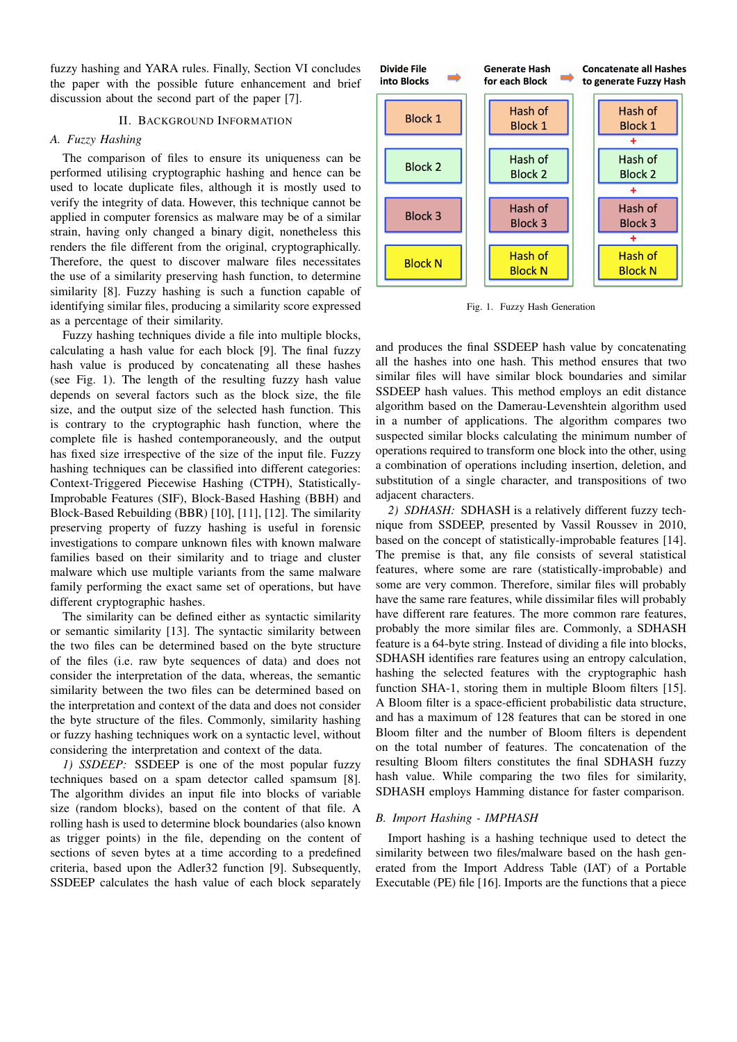fuzzy hashing and YARA rules. Finally, Section VI concludes the paper with the possible future enhancement and brief discussion about the second part of the paper [7].

## II. Background Information

### A. Fuzzy Hashing

The comparison of files to ensure its uniqueness can be performed utilising cryptographic hashing and hence can be used to locate duplicate files, although it is mostly used to verify the integrity of data. However, this technique cannot be applied in computer forensics as malware may be of a similar strain, having only changed a binary digit, nonetheless this renders the file different from the original, cryptographically. Therefore, the quest to discover malware files necessitates the use of a similarity preserving hash function, to determine similarity [8]. Fuzzy hashing is such a function capable of identifying similar files, producing a similarity score expressed as a percentage of their similarity.

Fuzzy hashing techniques divide a file into multiple blocks, calculating a hash value for each block [9]. The final fuzzy hash value is produced by concatenating all these hashes (see Fig. 1). The length of the resulting fuzzy hash value depends on several factors such as the block size, the file size, and the output size of the selected hash function. This is contrary to the cryptographic hash function, where the complete file is hashed contemporaneously, and the output has fixed size irrespective of the size of the input file. Fuzzy hashing techniques can be classified into different categories: Context-Triggered Piecewise Hashing (CTPH), Statistically-Improbable Features (SIF), Block-Based Hashing (BBH) and Block-Based Rebuilding (BBR) [10], [11], [12]. The similarity preserving property of fuzzy hashing is useful in forensic investigations to compare unknown files with known malware families based on their similarity and to triage and cluster malware which use multiple variants from the same malware family performing the exact same set of operations, but have different cryptographic hashes.

The similarity can be defined either as syntactic similarity or semantic similarity [13]. The syntactic similarity between the two files can be determined based on the byte structure of the files (i.e. raw byte sequences of data) and does not consider the interpretation of the data, whereas, the semantic similarity between the two files can be determined based on the interpretation and context of the data and does not consider the byte structure of the files. Commonly, similarity hashing or fuzzy hashing techniques work on a syntactic level, without considering the interpretation and context of the data.

*1) SSDEEP:* SSDEEP is one of the most popular fuzzy techniques based on a spam detector called spamsum [8]. The algorithm divides an input file into blocks of variable size (random blocks), based on the content of that file. A rolling hash is used to determine block boundaries (also known as trigger points) in the file, depending on the content of sections of seven bytes at a time according to a predefined criteria, based upon the Adler32 function [9]. Subsequently, SSDEEP calculates the hash value of each block separately and produces the final SSDEEP hash value by concatenating all the hashes into one hash. This method ensures that two similar files will have similar block boundaries and similar SSDEEP hash values. This method employs an edit distance algorithm based on the Damerau-Levenshtein algorithm used in a number of applications. The algorithm compares two suspected similar blocks calculating the minimum number of operations required to transform one block into the other, using a combination of operations including insertion, deletion, and substitution of a single character, and transpositions of two adjacent characters.

| Divide File into Blocks | Generate Hash for each Block | Concatenate all Hashes to generate Fuzzy Hash |
|---|---|---|
| Block 1 | Hash of Block 1 | Hash of Block 1 + |
| Block 2 | Hash of Block 2 | Hash of Block 2 + |
| Block 3 | Hash of Block 3 | Hash of Block 3 + |
| Block N | Hash of Block N | Hash of Block N |

Fig. 1. Fuzzy Hash Generation

*2) SDHASH:* SDHASH is a relatively different fuzzy technique from SSDEEP, presented by Vassil Roussev in 2010, based on the concept of statistically-improbable features [14]. The premise is that, any file consists of several statistical features, where some are rare (statistically-improbable) and some are very common. Therefore, similar files will probably have the same rare features, while dissimilar files will probably have different rare features. The more common rare features, probably the more similar files are. Commonly, a SDHASH feature is a 64-byte string. Instead of dividing a file into blocks, SDHASH identifies rare features using an entropy calculation, hashing the selected features with the cryptographic hash function SHA-1, storing them in multiple Bloom filters [15]. A Bloom filter is a space-efficient probabilistic data structure, and has a maximum of 128 features that can be stored in one Bloom filter and the number of Bloom filters is dependent on the total number of features. The concatenation of the resulting Bloom filters constitutes the final SDHASH fuzzy hash value. While comparing the two files for similarity, SDHASH employs Hamming distance for faster comparison.

### B. Import Hashing - IMPHASH

Import hashing is a hashing technique used to detect the similarity between two files/malware based on the hash generated from the Import Address Table (IAT) of a Portable Executable (PE) file [16]. Imports are the functions that a piece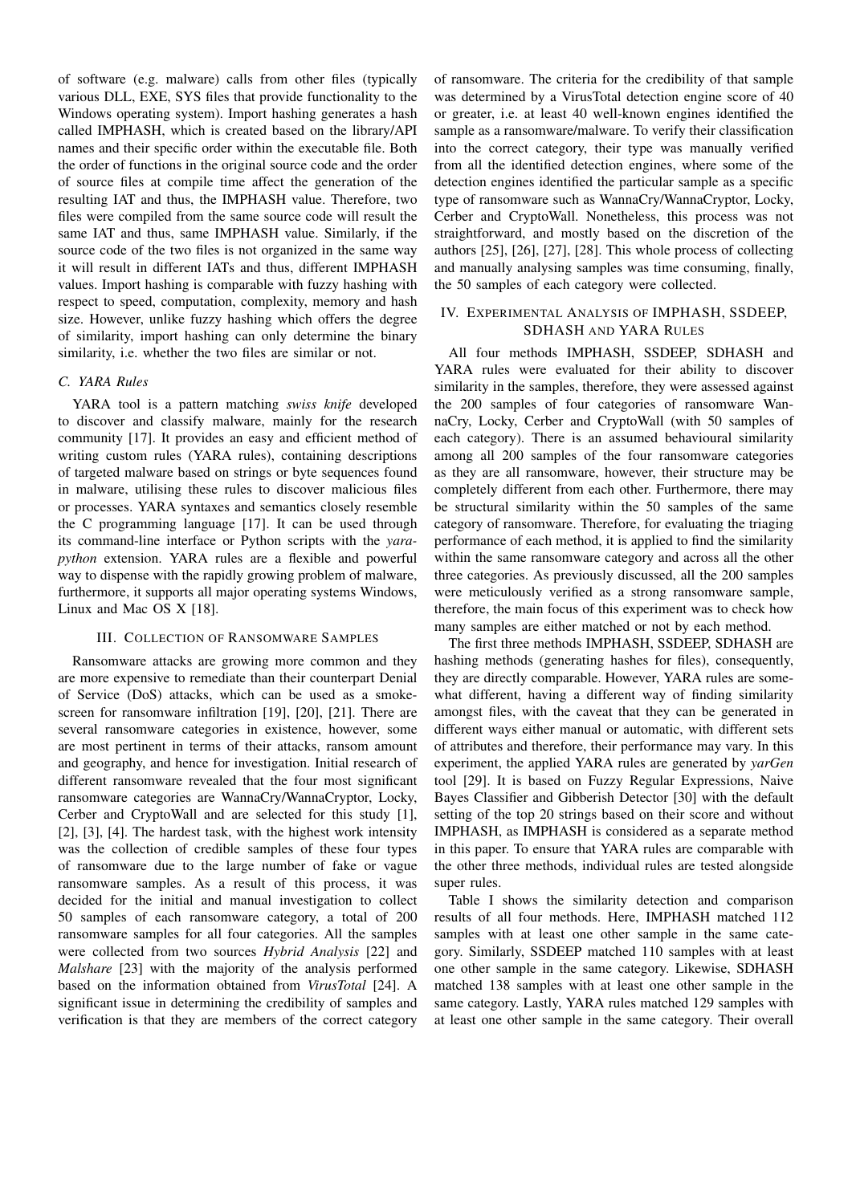of software (e.g. malware) calls from other files (typically various DLL, EXE, SYS files that provide functionality to the Windows operating system). Import hashing generates a hash called IMPHASH, which is created based on the library/API names and their specific order within the executable file. Both the order of functions in the original source code and the order of source files at compile time affect the generation of the resulting IAT and thus, the IMPHASH value. Therefore, two files were compiled from the same source code will result the same IAT and thus, same IMPHASH value. Similarly, if the source code of the two files is not organized in the same way it will result in different IATs and thus, different IMPHASH values. Import hashing is comparable with fuzzy hashing with respect to speed, computation, complexity, memory and hash size. However, unlike fuzzy hashing which offers the degree of similarity, import hashing can only determine the binary similarity, i.e. whether the two files are similar or not.

### C. YARA Rules

YARA tool is a pattern matching *swiss knife* developed to discover and classify malware, mainly for the research community [17]. It provides an easy and efficient method of writing custom rules (YARA rules), containing descriptions of targeted malware based on strings or byte sequences found in malware, utilising these rules to discover malicious files or processes. YARA syntaxes and semantics closely resemble the C programming language [17]. It can be used through its command-line interface or Python scripts with the *yara-python* extension. YARA rules are a flexible and powerful way to dispense with the rapidly growing problem of malware, furthermore, it supports all major operating systems Windows, Linux and Mac OS X [18].

## III. Collection of Ransomware Samples

Ransomware attacks are growing more common and they are more expensive to remediate than their counterpart Denial of Service (DoS) attacks, which can be used as a smoke-screen for ransomware infiltration [19], [20], [21]. There are several ransomware categories in existence, however, some are most pertinent in terms of their attacks, ransom amount and geography, and hence for investigation. Initial research of different ransomware revealed that the four most significant ransomware categories are WannaCry/WannaCryptor, Locky, Cerber and CryptoWall and are selected for this study [1], [2], [3], [4]. The hardest task, with the highest work intensity was the collection of credible samples of these four types of ransomware due to the large number of fake or vague ransomware samples. As a result of this process, it was decided for the initial and manual investigation to collect 50 samples of each ransomware category, a total of 200 ransomware samples for all four categories. All the samples were collected from two sources *Hybrid Analysis* [22] and *Malshare* [23] with the majority of the analysis performed based on the information obtained from *VirusTotal* [24]. A significant issue in determining the credibility of samples and verification is that they are members of the correct category of ransomware. The criteria for the credibility of that sample was determined by a VirusTotal detection engine score of 40 or greater, i.e. at least 40 well-known engines identified the sample as a ransomware/malware. To verify their classification into the correct category, their type was manually verified from all the identified detection engines, where some of the detection engines identified the particular sample as a specific type of ransomware such as WannaCry/WannaCryptor, Locky, Cerber and CryptoWall. Nonetheless, this process was not straightforward, and mostly based on the discretion of the authors [25], [26], [27], [28]. This whole process of collecting and manually analysing samples was time consuming, finally, the 50 samples of each category were collected.

## IV. Experimental Analysis of IMPHASH, SSDEEP, SDHASH and YARA Rules

All four methods IMPHASH, SSDEEP, SDHASH and YARA rules were evaluated for their ability to discover similarity in the samples, therefore, they were assessed against the 200 samples of four categories of ransomware WannaCry, Locky, Cerber and CryptoWall (with 50 samples of each category). There is an assumed behavioural similarity among all 200 samples of the four ransomware categories as they are all ransomware, however, their structure may be completely different from each other. Furthermore, there may be structural similarity within the 50 samples of the same category of ransomware. Therefore, for evaluating the triaging performance of each method, it is applied to find the similarity within the same ransomware category and across all the other three categories. As previously discussed, all the 200 samples were meticulously verified as a strong ransomware sample, therefore, the main focus of this experiment was to check how many samples are either matched or not by each method.

The first three methods IMPHASH, SSDEEP, SDHASH are hashing methods (generating hashes for files), consequently, they are directly comparable. However, YARA rules are somewhat different, having a different way of finding similarity amongst files, with the caveat that they can be generated in different ways either manual or automatic, with different sets of attributes and therefore, their performance may vary. In this experiment, the applied YARA rules are generated by *yarGen* tool [29]. It is based on Fuzzy Regular Expressions, Naive Bayes Classifier and Gibberish Detector [30] with the default setting of the top 20 strings based on their score and without IMPHASH, as IMPHASH is considered as a separate method in this paper. To ensure that YARA rules are comparable with the other three methods, individual rules are tested alongside super rules.

Table I shows the similarity detection and comparison results of all four methods. Here, IMPHASH matched 112 samples with at least one other sample in the same category. Similarly, SSDEEP matched 110 samples with at least one other sample in the same category. Likewise, SDHASH matched 138 samples with at least one other sample in the same category. Lastly, YARA rules matched 129 samples with at least one other sample in the same category. Their overall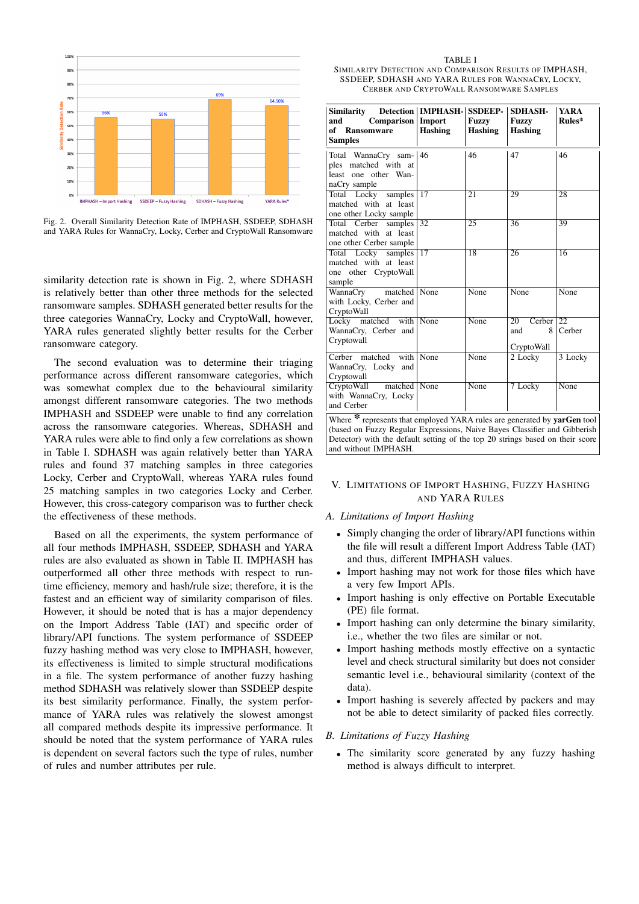Fig. 2. Overall Similarity Detection Rate of IMPHASH, SSDEEP, SDHASH and YARA Rules for WannaCry, Locky, Cerber and CryptoWall Ransomware

similarity detection rate is shown in Fig. 2, where SDHASH is relatively better than other three methods for the selected ransomware samples. SDHASH generated better results for the three categories WannaCry, Locky and CryptoWall, however, YARA rules generated slightly better results for the Cerber ransomware category.

The second evaluation was to determine their triaging performance across different ransomware categories, which was somewhat complex due to the behavioural similarity amongst different ransomware categories. The two methods IMPHASH and SSDEEP were unable to find any correlation across the ransomware categories. Whereas, SDHASH and YARA rules were able to find only a few correlations as shown in Table I. SDHASH was again relatively better than YARA rules and found 37 matching samples in three categories Locky, Cerber and CryptoWall, whereas YARA rules found 25 matching samples in two categories Locky and Cerber. However, this cross-category comparison was to further check the effectiveness of these methods.

Based on all the experiments, the system performance of all four methods IMPHASH, SSDEEP, SDHASH and YARA rules are also evaluated as shown in Table II. IMPHASH has outperformed all other three methods with respect to run-time efficiency, memory and hash/rule size; therefore, it is the fastest and an efficient way of similarity comparison of files. However, it should be noted that is has a major dependency on the Import Address Table (IAT) and specific order of library/API functions. The system performance of SSDEEP fuzzy hashing method was very close to IMPHASH, however, its effectiveness is limited to simple structural modifications in a file. The system performance of another fuzzy hashing method SDHASH was relatively slower than SSDEEP despite its best similarity performance. Finally, the system performance of YARA rules was relatively the slowest amongst all compared methods despite its impressive performance. It should be noted that the system performance of YARA rules is dependent on several factors such the type of rules, number of rules and number attributes per rule.

TABLE I
SIMILARITY DETECTION AND COMPARISON RESULTS OF IMPHASH, SSDEEP, SDHASH AND YARA RULES FOR WANNACRY, LOCKY, CERBER AND CRYPTOWALL RANSOMWARE SAMPLES

| Similarity Detection and Comparison of Ransomware Samples | IMPHASH-Import Hashing | SSDEEP-Fuzzy Hashing | SDHASH-Fuzzy Hashing | YARA Rules* |
|---|---|---|---|---|
| Total WannaCry samples matched with at least one other WannaCry sample | 46 | 46 | 47 | 46 |
| Total Locky samples matched with at least one other Locky sample | 17 | 21 | 29 | 28 |
| Total Cerber samples matched with at least one other Cerber sample | 32 | 25 | 36 | 39 |
| Total Locky samples matched with at least one other CryptoWall sample | 17 | 18 | 26 | 16 |
| WannaCry matched with Locky, Cerber and CryptoWall | None | None | None | None |
| Locky matched with WannaCry, Cerber and Cryptowall | None | None | 20 Cerber and 8 CryptoWall | 22 Cerber |
| Cerber matched with WannaCry, Locky and Cryptowall | None | None | 2 Locky | 3 Locky |
| CryptoWall matched with WannaCry, Locky and Cerber | None | None | 7 Locky | None |

Where * represents that employed YARA rules are generated by **yarGen** tool (based on Fuzzy Regular Expressions, Naive Bayes Classifier and Gibberish Detector) with the default setting of the top 20 strings based on their score and without IMPHASH.

## V. LIMITATIONS OF IMPORT HASHING, FUZZY HASHING AND YARA RULES

### *A. Limitations of Import Hashing*

- Simply changing the order of library/API functions within the file will result a different Import Address Table (IAT) and thus, different IMPHASH values.
- Import hashing may not work for those files which have a very few Import APIs.
- Import hashing is only effective on Portable Executable (PE) file format.
- Import hashing can only determine the binary similarity, i.e., whether the two files are similar or not.
- Import hashing methods mostly effective on a syntactic level and check structural similarity but does not consider semantic level i.e., behavioural similarity (context of the data).
- Import hashing is severely affected by packers and may not be able to detect similarity of packed files correctly.

### *B. Limitations of Fuzzy Hashing*

- The similarity score generated by any fuzzy hashing method is always difficult to interpret.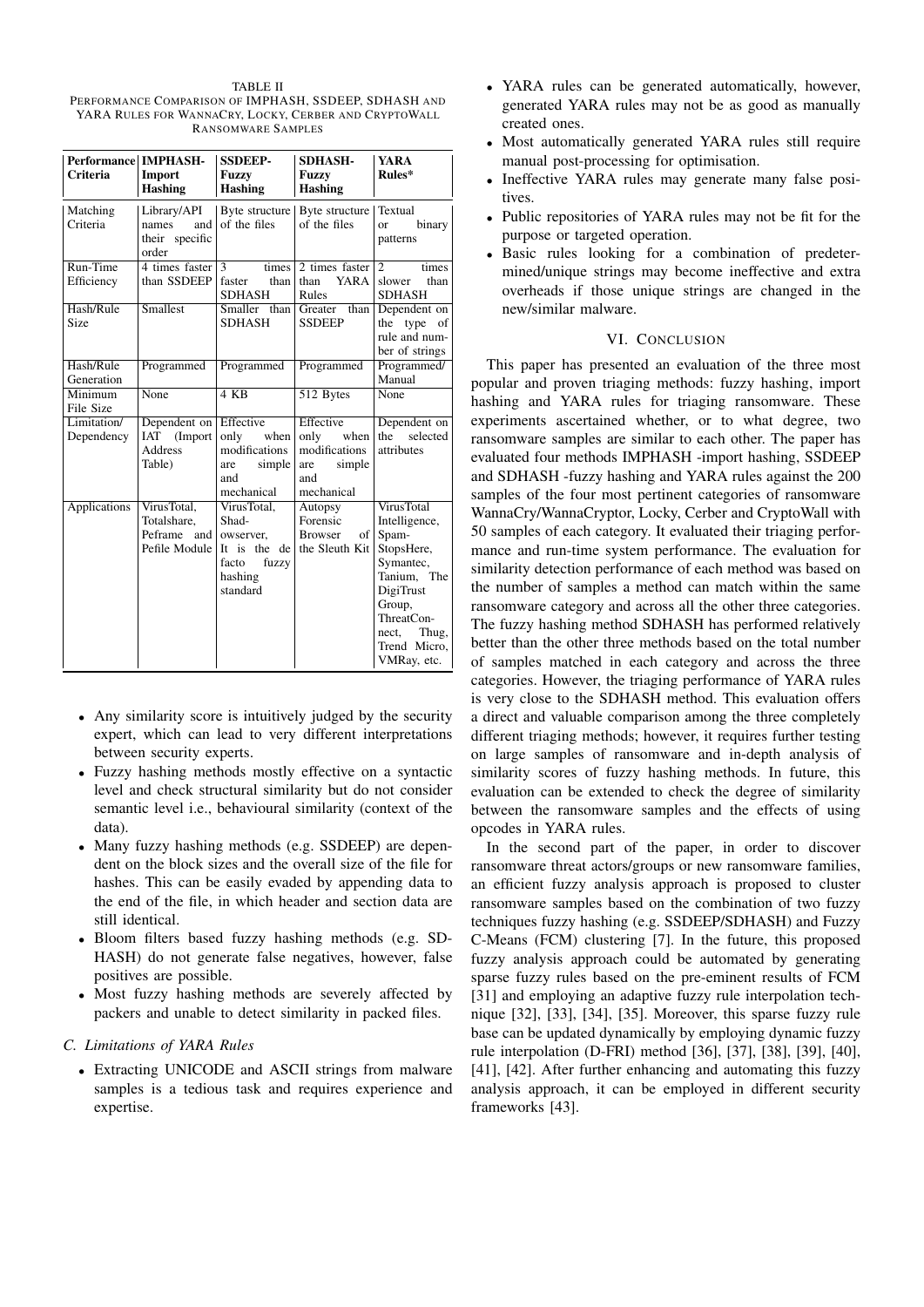TABLE II
PERFORMANCE COMPARISON OF IMPHASH, SSDEEP, SDHASH AND YARA RULES FOR WANNACRY, LOCKY, CERBER AND CRYPTOWALL RANSOMWARE SAMPLES

| Performance Criteria | IMPHASH-Import Hashing | SSDEEP-Fuzzy Hashing | SDHASH-Fuzzy Hashing | YARA Rules* |
|---|---|---|---|---|
| Matching Criteria | Library/API names and their specific order | Byte structure of the files | Byte structure of the files | Textual or binary patterns |
| Run-Time Efficiency | 4 times faster than SSDEEP | 3 times faster than SDHASH | 2 times faster than YARA Rules | 2 times slower than SDHASH |
| Hash/Rule Size | Smallest | Smaller than SDHASH | Greater than SSDEEP | Dependent on the type of rule and number of strings |
| Hash/Rule Generation | Programmed | Programmed | Programmed | Programmed/ Manual |
| Minimum File Size | None | 4 KB | 512 Bytes | None |
| Limitation/ Dependency | Dependent on IAT (Import Address Table) | Effective only when modifications are simple and mechanical | Effective only when modifications are simple and mechanical | Dependent on the selected attributes |
| Applications | VirusTotal, Totalshare, Peframe and Pefile Module | VirusTotal, Shad-owserver, It is the de facto fuzzy hashing standard | Autopsy Forensic Browser of the Sleuth Kit | VirusTotal Intelligence, Spam-StopsHere, Symantec, Tanium, The DigiTrust Group, ThreatCon-nect, Thug, Trend Micro, VMRay, etc. |

- Any similarity score is intuitively judged by the security expert, which can lead to very different interpretations between security experts.
- Fuzzy hashing methods mostly effective on a syntactic level and check structural similarity but do not consider semantic level i.e., behavioural similarity (context of the data).
- Many fuzzy hashing methods (e.g. SSDEEP) are dependent on the block sizes and the overall size of the file for hashes. This can be easily evaded by appending data to the end of the file, in which header and section data are still identical.
- Bloom filters based fuzzy hashing methods (e.g. SD-HASH) do not generate false negatives, however, false positives are possible.
- Most fuzzy hashing methods are severely affected by packers and unable to detect similarity in packed files.

### C. Limitations of YARA Rules

- Extracting UNICODE and ASCII strings from malware samples is a tedious task and requires experience and expertise.
- YARA rules can be generated automatically, however, generated YARA rules may not be as good as manually created ones.
- Most automatically generated YARA rules still require manual post-processing for optimisation.
- Ineffective YARA rules may generate many false positives.
- Public repositories of YARA rules may not be fit for the purpose or targeted operation.
- Basic rules looking for a combination of predetermined/unique strings may become ineffective and extra overheads if those unique strings are changed in the new/similar malware.

## VI. CONCLUSION

This paper has presented an evaluation of the three most popular and proven triaging methods: fuzzy hashing, import hashing and YARA rules for triaging ransomware. These experiments ascertained whether, or to what degree, two ransomware samples are similar to each other. The paper has evaluated four methods IMPHASH -import hashing, SSDEEP and SDHASH -fuzzy hashing and YARA rules against the 200 samples of the four most pertinent categories of ransomware WannaCry/WannaCryptor, Locky, Cerber and CryptoWall with 50 samples of each category. It evaluated their triaging performance and run-time system performance. The evaluation for similarity detection performance of each method was based on the number of samples a method can match within the same ransomware category and across all the other three categories. The fuzzy hashing method SDHASH has performed relatively better than the other three methods based on the total number of samples matched in each category and across the three categories. However, the triaging performance of YARA rules is very close to the SDHASH method. This evaluation offers a direct and valuable comparison among the three completely different triaging methods; however, it requires further testing on large samples of ransomware and in-depth analysis of similarity scores of fuzzy hashing methods. In future, this evaluation can be extended to check the degree of similarity between the ransomware samples and the effects of using opcodes in YARA rules.

In the second part of the paper, in order to discover ransomware threat actors/groups or new ransomware families, an efficient fuzzy analysis approach is proposed to cluster ransomware samples based on the combination of two fuzzy techniques fuzzy hashing (e.g. SSDEEP/SDHASH) and Fuzzy C-Means (FCM) clustering [7]. In the future, this proposed fuzzy analysis approach could be automated by generating sparse fuzzy rules based on the pre-eminent results of FCM [31] and employing an adaptive fuzzy rule interpolation technique [32], [33], [34], [35]. Moreover, this sparse fuzzy rule base can be updated dynamically by employing dynamic fuzzy rule interpolation (D-FRI) method [36], [37], [38], [39], [40], [41], [42]. After further enhancing and automating this fuzzy analysis approach, it can be employed in different security frameworks [43].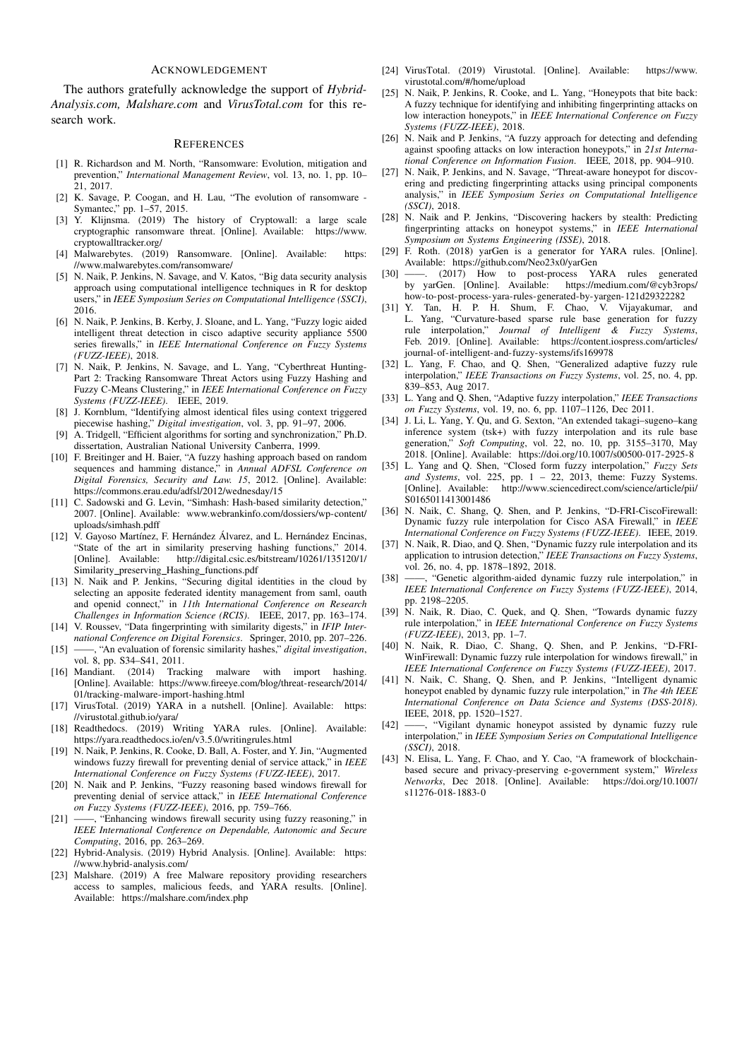## Acknowledgement

The authors gratefully acknowledge the support of *Hybrid-Analysis.com, Malshare.com* and *VirusTotal.com* for this research work.

## References

[1] R. Richardson and M. North, "Ransomware: Evolution, mitigation and prevention," *International Management Review*, vol. 13, no. 1, pp. 10–21, 2017.

[2] K. Savage, P. Coogan, and H. Lau, "The evolution of ransomware - Symantec," pp. 1–57, 2015.

[3] Y. Klijnsma. (2019) The history of Cryptowall: a large scale cryptographic ransomware threat. [Online]. Available: https://www.cryptowalltracker.org/

[4] Malwarebytes. (2019) Ransomware. [Online]. Available: https://www.malwarebytes.com/ransomware/

[5] N. Naik, P. Jenkins, N. Savage, and V. Katos, "Big data security analysis approach using computational intelligence techniques in R for desktop users," in *IEEE Symposium Series on Computational Intelligence (SSCI)*, 2016.

[6] N. Naik, P. Jenkins, B. Kerby, J. Sloane, and L. Yang, "Fuzzy logic aided intelligent threat detection in cisco adaptive security appliance 5500 series firewalls," in *IEEE International Conference on Fuzzy Systems (FUZZ-IEEE)*, 2018.

[7] N. Naik, P. Jenkins, N. Savage, and L. Yang, "Cyberthreat Hunting-Part 2: Tracking Ransomware Threat Actors using Fuzzy Hashing and Fuzzy C-Means Clustering," in *IEEE International Conference on Fuzzy Systems (FUZZ-IEEE)*. IEEE, 2019.

[8] J. Kornblum, "Identifying almost identical files using context triggered piecewise hashing," *Digital investigation*, vol. 3, pp. 91–97, 2006.

[9] A. Tridgell, "Efficient algorithms for sorting and synchronization," Ph.D. dissertation, Australian National University Canberra, 1999.

[10] F. Breitinger and H. Baier, "A fuzzy hashing approach based on random sequences and hamming distance," in *Annual ADFSL Conference on Digital Forensics, Security and Law. 15*, 2012. [Online]. Available: https://commons.erau.edu/adfsl/2012/wednesday/15

[11] C. Sadowski and G. Levin, "Simhash: Hash-based similarity detection," 2007. [Online]. Available: www.webrankinfo.com/dossiers/wp-content/uploads/simhash.pdff

[12] V. Gayoso Martínez, F. Hernández Álvarez, and L. Hernández Encinas, "State of the art in similarity preserving hashing functions," 2014. [Online]. Available: http://digital.csic.es/bitstream/10261/135120/1/Similarity_preserving_Hashing_functions.pdf

[13] N. Naik and P. Jenkins, "Securing digital identities in the cloud by selecting an apposite federated identity management from saml, oauth and openid connect," in *11th International Conference on Research Challenges in Information Science (RCIS)*. IEEE, 2017, pp. 163–174.

[14] V. Roussev, "Data fingerprinting with similarity digests," in *IFIP International Conference on Digital Forensics*. Springer, 2010, pp. 207–226.

[15] ——, "An evaluation of forensic similarity hashes," *digital investigation*, vol. 8, pp. S34–S41, 2011.

[16] Mandiant. (2014) Tracking malware with import hashing. [Online]. Available: https://www.fireeye.com/blog/threat-research/2014/01/tracking-malware-import-hashing.html

[17] VirusTotal. (2019) YARA in a nutshell. [Online]. Available: https://virustotal.github.io/yara/

[18] Readthedocs. (2019) Writing YARA rules. [Online]. Available: https://yara.readthedocs.io/en/v3.5.0/writingrules.html

[19] N. Naik, P. Jenkins, R. Cooke, D. Ball, A. Foster, and Y. Jin, "Augmented windows fuzzy firewall for preventing denial of service attack," in *IEEE International Conference on Fuzzy Systems (FUZZ-IEEE)*, 2017.

[20] N. Naik and P. Jenkins, "Fuzzy reasoning based windows firewall for preventing denial of service attack," in *IEEE International Conference on Fuzzy Systems (FUZZ-IEEE)*, 2016, pp. 759–766.

[21] ——, "Enhancing windows firewall security using fuzzy reasoning," in *IEEE International Conference on Dependable, Autonomic and Secure Computing*, 2016, pp. 263–269.

[22] Hybrid-Analysis. (2019) Hybrid Analysis. [Online]. Available: https://www.hybrid-analysis.com/

[23] Malshare. (2019) A free Malware repository providing researchers access to samples, malicious feeds, and YARA results. [Online]. Available: https://malshare.com/index.php

[24] VirusTotal. (2019) Virustotal. [Online]. Available: https://www.virustotal.com/#/home/upload

[25] N. Naik, P. Jenkins, R. Cooke, and L. Yang, "Honeypots that bite back: A fuzzy technique for identifying and inhibiting fingerprinting attacks on low interaction honeypots," in *IEEE International Conference on Fuzzy Systems (FUZZ-IEEE)*, 2018.

[26] N. Naik and P. Jenkins, "A fuzzy approach for detecting and defending against spoofing attacks on low interaction honeypots," in *21st International Conference on Information Fusion*. IEEE, 2018, pp. 904–910.

[27] N. Naik, P. Jenkins, and N. Savage, "Threat-aware honeypot for discovering and predicting fingerprinting attacks using principal components analysis," in *IEEE Symposium Series on Computational Intelligence (SSCI)*, 2018.

[28] N. Naik and P. Jenkins, "Discovering hackers by stealth: Predicting fingerprinting attacks on honeypot systems," in *IEEE International Symposium on Systems Engineering (ISSE)*, 2018.

[29] F. Roth. (2018) yarGen is a generator for YARA rules. [Online]. Available: https://github.com/Neo23x0/yarGen

[30] ——. (2017) How to post-process YARA rules generated by yarGen. [Online]. Available: https://medium.com/@cyb3rops/how-to-post-process-yara-rules-generated-by-yargen-121d29322282

[31] Y. Tan, H. P. H. Shum, F. Chao, V. Vijayakumar, and L. Yang, "Curvature-based sparse rule base generation for fuzzy rule interpolation," *Journal of Intelligent & Fuzzy Systems*, Feb. 2019. [Online]. Available: https://content.iospress.com/articles/journal-of-intelligent-and-fuzzy-systems/ifs169978

[32] L. Yang, F. Chao, and Q. Shen, "Generalized adaptive fuzzy rule interpolation," *IEEE Transactions on Fuzzy Systems*, vol. 25, no. 4, pp. 839–853, Aug 2017.

[33] L. Yang and Q. Shen, "Adaptive fuzzy interpolation," *IEEE Transactions on Fuzzy Systems*, vol. 19, no. 6, pp. 1107–1126, Dec 2011.

[34] J. Li, L. Yang, Y. Qu, and G. Sexton, "An extended takagi–sugeno–kang inference system (tsk+) with fuzzy interpolation and its rule base generation," *Soft Computing*, vol. 22, no. 10, pp. 3155–3170, May 2018. [Online]. Available: https://doi.org/10.1007/s00500-017-2925-8

[35] L. Yang and Q. Shen, "Closed form fuzzy interpolation," *Fuzzy Sets and Systems*, vol. 225, pp. 1 – 22, 2013, theme: Fuzzy Systems. [Online]. Available: http://www.sciencedirect.com/science/article/pii/S0165011413001486

[36] N. Naik, C. Shang, Q. Shen, and P. Jenkins, "D-FRI-CiscoFirewall: Dynamic fuzzy rule interpolation for Cisco ASA Firewall," in *IEEE International Conference on Fuzzy Systems (FUZZ-IEEE)*. IEEE, 2019.

[37] N. Naik, R. Diao, and Q. Shen, "Dynamic fuzzy rule interpolation and its application to intrusion detection," *IEEE Transactions on Fuzzy Systems*, vol. 26, no. 4, pp. 1878–1892, 2018.

[38] ——, "Genetic algorithm-aided dynamic fuzzy rule interpolation," in *IEEE International Conference on Fuzzy Systems (FUZZ-IEEE)*, 2014, pp. 2198–2205.

[39] N. Naik, R. Diao, C. Quek, and Q. Shen, "Towards dynamic fuzzy rule interpolation," in *IEEE International Conference on Fuzzy Systems (FUZZ-IEEE)*, 2013, pp. 1–7.

[40] N. Naik, R. Diao, C. Shang, Q. Shen, and P. Jenkins, "D-FRI-WinFirewall: Dynamic fuzzy rule interpolation for windows firewall," in *IEEE International Conference on Fuzzy Systems (FUZZ-IEEE)*, 2017.

[41] N. Naik, C. Shang, Q. Shen, and P. Jenkins, "Intelligent dynamic honeypot enabled by dynamic fuzzy rule interpolation," in *The 4th IEEE International Conference on Data Science and Systems (DSS-2018)*. IEEE, 2018, pp. 1520–1527.

[42] ——, "Vigilant dynamic honeypot assisted by dynamic fuzzy rule interpolation," in *IEEE Symposium Series on Computational Intelligence (SSCI)*, 2018.

[43] N. Elisa, L. Yang, F. Chao, and Y. Cao, "A framework of blockchain-based secure and privacy-preserving e-government system," *Wireless Networks*, Dec 2018. [Online]. Available: https://doi.org/10.1007/s11276-018-1883-0